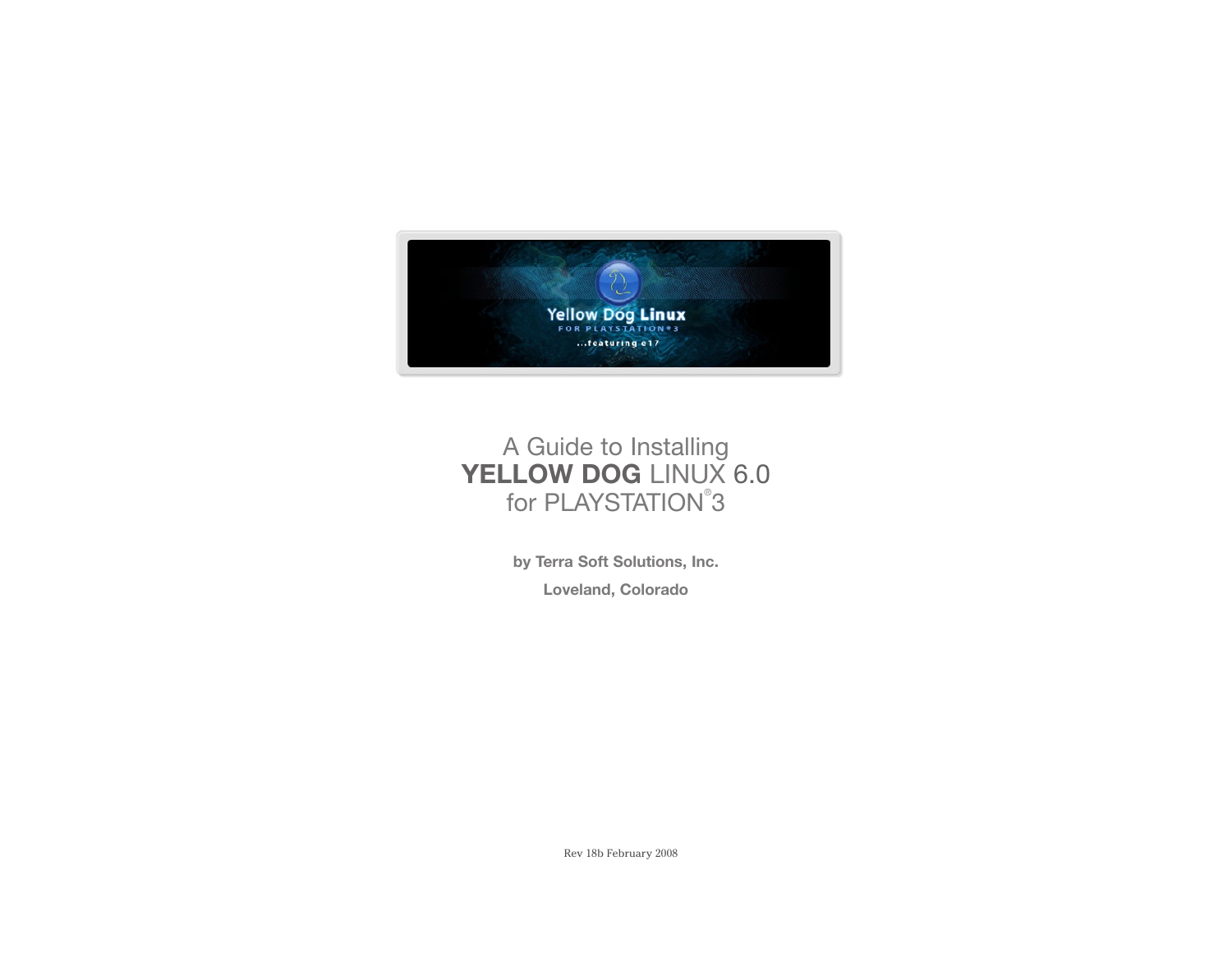# A Guide to Installing **YELLOW DOG** LINUX 6.0 for PLAYSTATION®3

**by Terra Soft Solutions, Inc.**

**Loveland, Colorado**

Rev 18b February 2008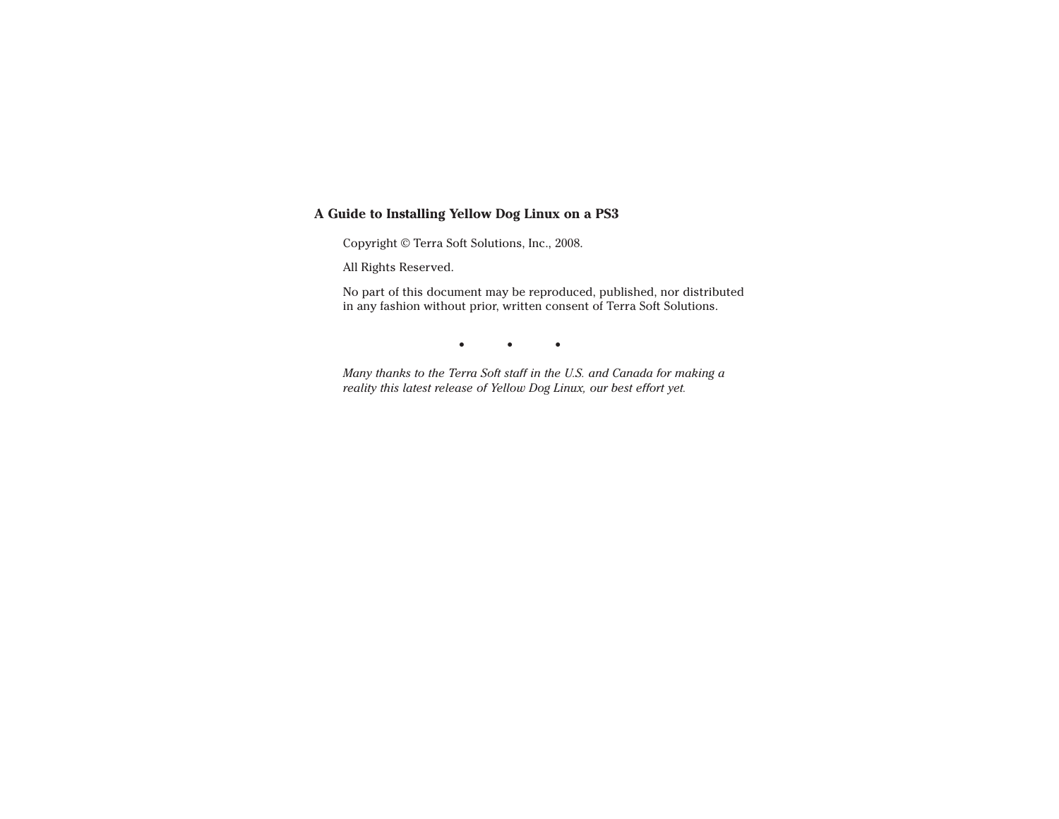**A Guide to Installing Yellow Dog Linux on a PS3**

Copyright © Terra Soft Solutions, Inc., 2008.

All Rights Reserved.

No part of this document may be reproduced, published, nor distributed in any fashion without prior, written consent of Terra Soft Solutions.

• • •

*Many thanks to the Terra Soft staff in the U.S. and Canada for making a reality this latest release of Yellow Dog Linux, our best effort yet.*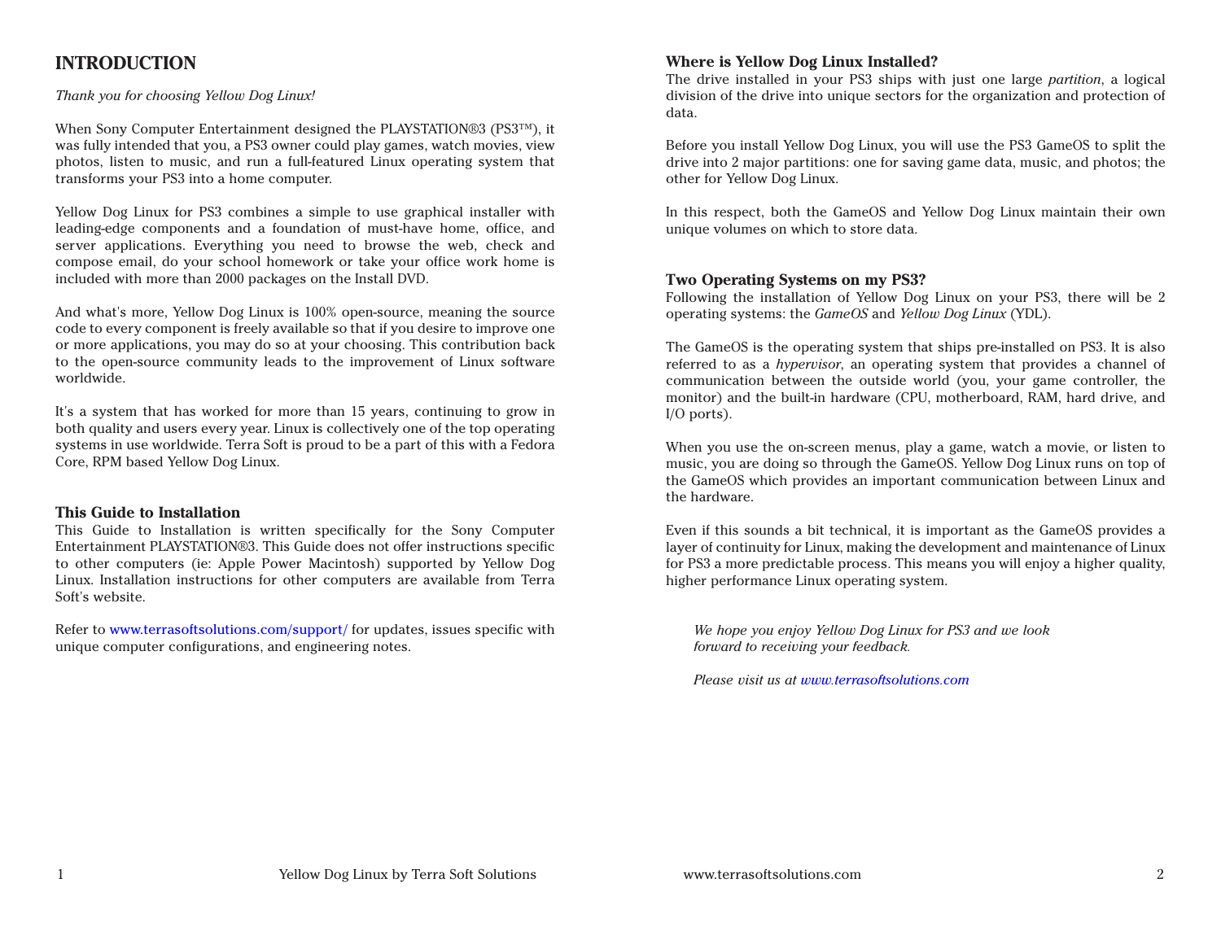# INTRODUCTION

*Thank you for choosing Yellow Dog Linux!*

When Sony Computer Entertainment designed the PLAYSTATION®3 (PS3™), it was fully intended that you, a PS3 owner could play games, watch movies, view photos, listen to music, and run a full-featured Linux operating system that transforms your PS3 into a home computer.

Yellow Dog Linux for PS3 combines a simple to use graphical installer with leading-edge components and a foundation of must-have home, office, and server applications. Everything you need to browse the web, check and compose email, do your school homework or take your office work home is included with more than 2000 packages on the Install DVD.

And what's more, Yellow Dog Linux is 100% open-source, meaning the source code to every component is freely available so that if you desire to improve one or more applications, you may do so at your choosing. This contribution back to the open-source community leads to the improvement of Linux software worldwide.

It's a system that has worked for more than 15 years, continuing to grow in both quality and users every year. Linux is collectively one of the top operating systems in use worldwide. Terra Soft is proud to be a part of this with a Fedora Core, RPM based Yellow Dog Linux.

### This Guide to Installation

This Guide to Installation is written specifically for the Sony Computer Entertainment PLAYSTATION®3. This Guide does not offer instructions specific to other computers (ie: Apple Power Macintosh) supported by Yellow Dog Linux. Installation instructions for other computers are available from Terra Soft's website.

Refer to www.terrasoftsolutions.com/support/ for updates, issues specific with unique computer configurations, and engineering notes.

### Where is Yellow Dog Linux Installed?

The drive installed in your PS3 ships with just one large *partition*, a logical division of the drive into unique sectors for the organization and protection of data.

Before you install Yellow Dog Linux, you will use the PS3 GameOS to split the drive into 2 major partitions: one for saving game data, music, and photos; the other for Yellow Dog Linux.

In this respect, both the GameOS and Yellow Dog Linux maintain their own unique volumes on which to store data.

### Two Operating Systems on my PS3?

Following the installation of Yellow Dog Linux on your PS3, there will be 2 operating systems: the *GameOS* and *Yellow Dog Linux* (YDL).

The GameOS is the operating system that ships pre-installed on PS3. It is also referred to as a *hypervisor*, an operating system that provides a channel of communication between the outside world (you, your game controller, the monitor) and the built-in hardware (CPU, motherboard, RAM, hard drive, and I/O ports).

When you use the on-screen menus, play a game, watch a movie, or listen to music, you are doing so through the GameOS. Yellow Dog Linux runs on top of the GameOS which provides an important communication between Linux and the hardware.

Even if this sounds a bit technical, it is important as the GameOS provides a layer of continuity for Linux, making the development and maintenance of Linux for PS3 a more predictable process. This means you will enjoy a higher quality, higher performance Linux operating system.

*We hope you enjoy Yellow Dog Linux for PS3 and we look forward to receiving your feedback.*

*Please visit us at www.terrasoftsolutions.com*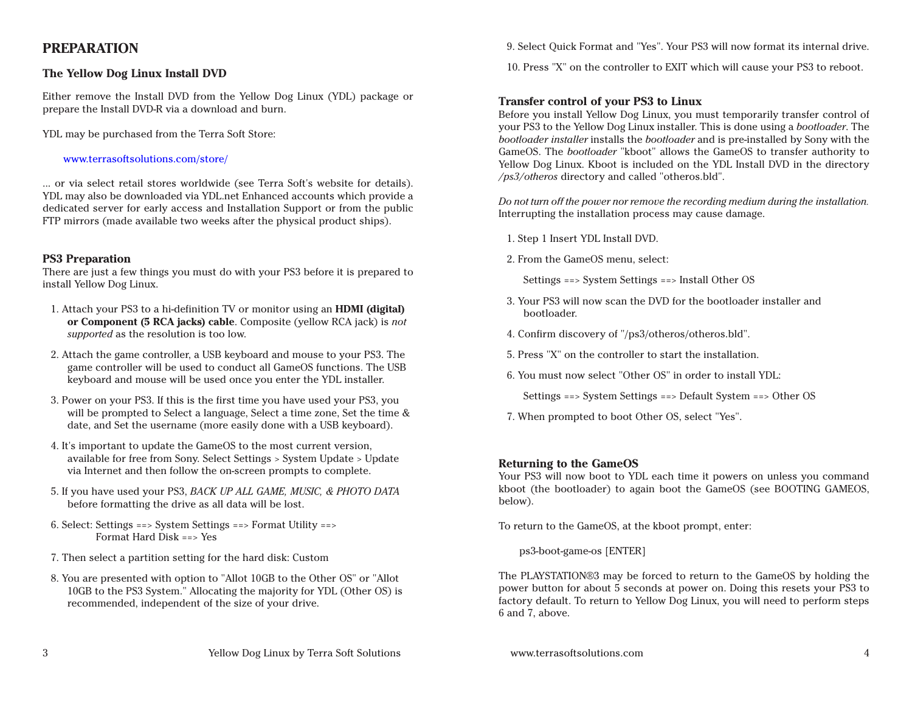# PREPARATION

### The Yellow Dog Linux Install DVD

Either remove the Install DVD from the Yellow Dog Linux (YDL) package or prepare the Install DVD-R via a download and burn.

YDL may be purchased from the Terra Soft Store:

www.terrasoftsolutions.com/store/

... or via select retail stores worldwide (see Terra Soft's website for details). YDL may also be downloaded via YDL.net Enhanced accounts which provide a dedicated server for early access and Installation Support or from the public FTP mirrors (made available two weeks after the physical product ships).

### PS3 Preparation

There are just a few things you must do with your PS3 before it is prepared to install Yellow Dog Linux.

1. Attach your PS3 to a hi-definition TV or monitor using an **HDMI (digital) or Component (5 RCA jacks) cable**. Composite (yellow RCA jack) is *not supported* as the resolution is too low.
2. Attach the game controller, a USB keyboard and mouse to your PS3. The game controller will be used to conduct all GameOS functions. The USB keyboard and mouse will be used once you enter the YDL installer.
3. Power on your PS3. If this is the first time you have used your PS3, you will be prompted to Select a language, Select a time zone, Set the time & date, and Set the username (more easily done with a USB keyboard).
4. It's important to update the GameOS to the most current version, available for free from Sony. Select Settings > System Update > Update via Internet and then follow the on-screen prompts to complete.
5. If you have used your PS3, *BACK UP ALL GAME, MUSIC, & PHOTO DATA* before formatting the drive as all data will be lost.
6. Select: Settings ==> System Settings ==> Format Utility ==> Format Hard Disk ==> Yes
7. Then select a partition setting for the hard disk: Custom
8. You are presented with option to "Allot 10GB to the Other OS" or "Allot 10GB to the PS3 System." Allocating the majority for YDL (Other OS) is recommended, independent of the size of your drive.
9. Select Quick Format and "Yes". Your PS3 will now format its internal drive.
10. Press "X" on the controller to EXIT which will cause your PS3 to reboot.

### Transfer control of your PS3 to Linux

Before you install Yellow Dog Linux, you must temporarily transfer control of your PS3 to the Yellow Dog Linux installer. This is done using a *bootloader*. The *bootloader installer* installs the *bootloader* and is pre-installed by Sony with the GameOS. The *bootloader* "kboot" allows the GameOS to transfer authority to Yellow Dog Linux. Kboot is included on the YDL Install DVD in the directory */ps3/otheros* directory and called "otheros.bld".

*Do not turn off the power nor remove the recording medium during the installation.* Interrupting the installation process may cause damage.

1. Step 1 Insert YDL Install DVD.
2. From the GameOS menu, select:

   Settings ==> System Settings ==> Install Other OS
3. Your PS3 will now scan the DVD for the bootloader installer and bootloader.
4. Confirm discovery of "/ps3/otheros/otheros.bld".
5. Press "X" on the controller to start the installation.
6. You must now select "Other OS" in order to install YDL:

   Settings ==> System Settings ==> Default System ==> Other OS
7. When prompted to boot Other OS, select "Yes".

### Returning to the GameOS

Your PS3 will now boot to YDL each time it powers on unless you command kboot (the bootloader) to again boot the GameOS (see BOOTING GAMEOS, below).

To return to the GameOS, at the kboot prompt, enter:

ps3-boot-game-os [ENTER]

The PLAYSTATION®3 may be forced to return to the GameOS by holding the power button for about 5 seconds at power on. Doing this resets your PS3 to factory default. To return to Yellow Dog Linux, you will need to perform steps 6 and 7, above.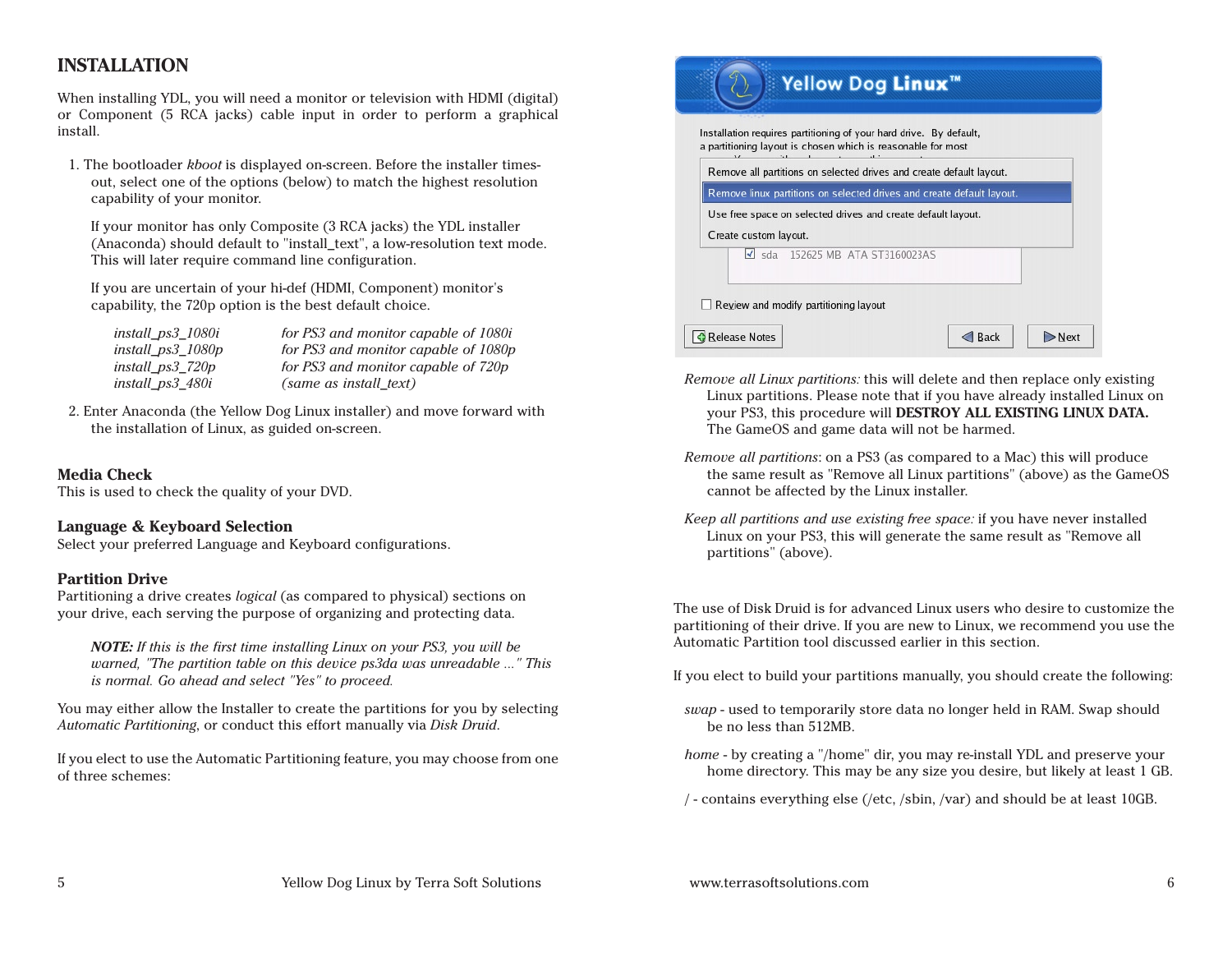# INSTALLATION

When installing YDL, you will need a monitor or television with HDMI (digital) or Component (5 RCA jacks) cable input in order to perform a graphical install.

1. The bootloader *kboot* is displayed on-screen. Before the installer times-out, select one of the options (below) to match the highest resolution capability of your monitor.

   If your monitor has only Composite (3 RCA jacks) the YDL installer (Anaconda) should default to "install_text", a low-resolution text mode. This will later require command line configuration.

   If you are uncertain of your hi-def (HDMI, Component) monitor's capability, the 720p option is the best default choice.

   | | |
   |---|---|
   | *install_ps3_1080i* | *for PS3 and monitor capable of 1080i* |
   | *install_ps3_1080p* | *for PS3 and monitor capable of 1080p* |
   | *install_ps3_720p* | *for PS3 and monitor capable of 720p* |
   | *install_ps3_480i* | *(same as install_text)* |

2. Enter Anaconda (the Yellow Dog Linux installer) and move forward with the installation of Linux, as guided on-screen.

### Media Check

This is used to check the quality of your DVD.

### Language & Keyboard Selection

Select your preferred Language and Keyboard configurations.

### Partition Drive

Partitioning a drive creates *logical* (as compared to physical) sections on your drive, each serving the purpose of organizing and protecting data.

> ***NOTE:*** *If this is the first time installing Linux on your PS3, you will be warned, "The partition table on this device ps3da was unreadable ..." This is normal. Go ahead and select "Yes" to proceed.*

You may either allow the Installer to create the partitions for you by selecting *Automatic Partitioning*, or conduct this effort manually via *Disk Druid*.

If you elect to use the Automatic Partitioning feature, you may choose from one of three schemes:

*Remove all Linux partitions:* this will delete and then replace only existing Linux partitions. Please note that if you have already installed Linux on your PS3, this procedure will **DESTROY ALL EXISTING LINUX DATA.** The GameOS and game data will not be harmed.

*Remove all partitions*: on a PS3 (as compared to a Mac) this will produce the same result as "Remove all Linux partitions" (above) as the GameOS cannot be affected by the Linux installer.

*Keep all partitions and use existing free space:* if you have never installed Linux on your PS3, this will generate the same result as "Remove all partitions" (above).

The use of Disk Druid is for advanced Linux users who desire to customize the partitioning of their drive. If you are new to Linux, we recommend you use the Automatic Partition tool discussed earlier in this section.

If you elect to build your partitions manually, you should create the following:

*swap* - used to temporarily store data no longer held in RAM. Swap should be no less than 512MB.

*home* - by creating a "/home" dir, you may re-install YDL and preserve your home directory. This may be any size you desire, but likely at least 1 GB.

/ - contains everything else (/etc, /sbin, /var) and should be at least 10GB.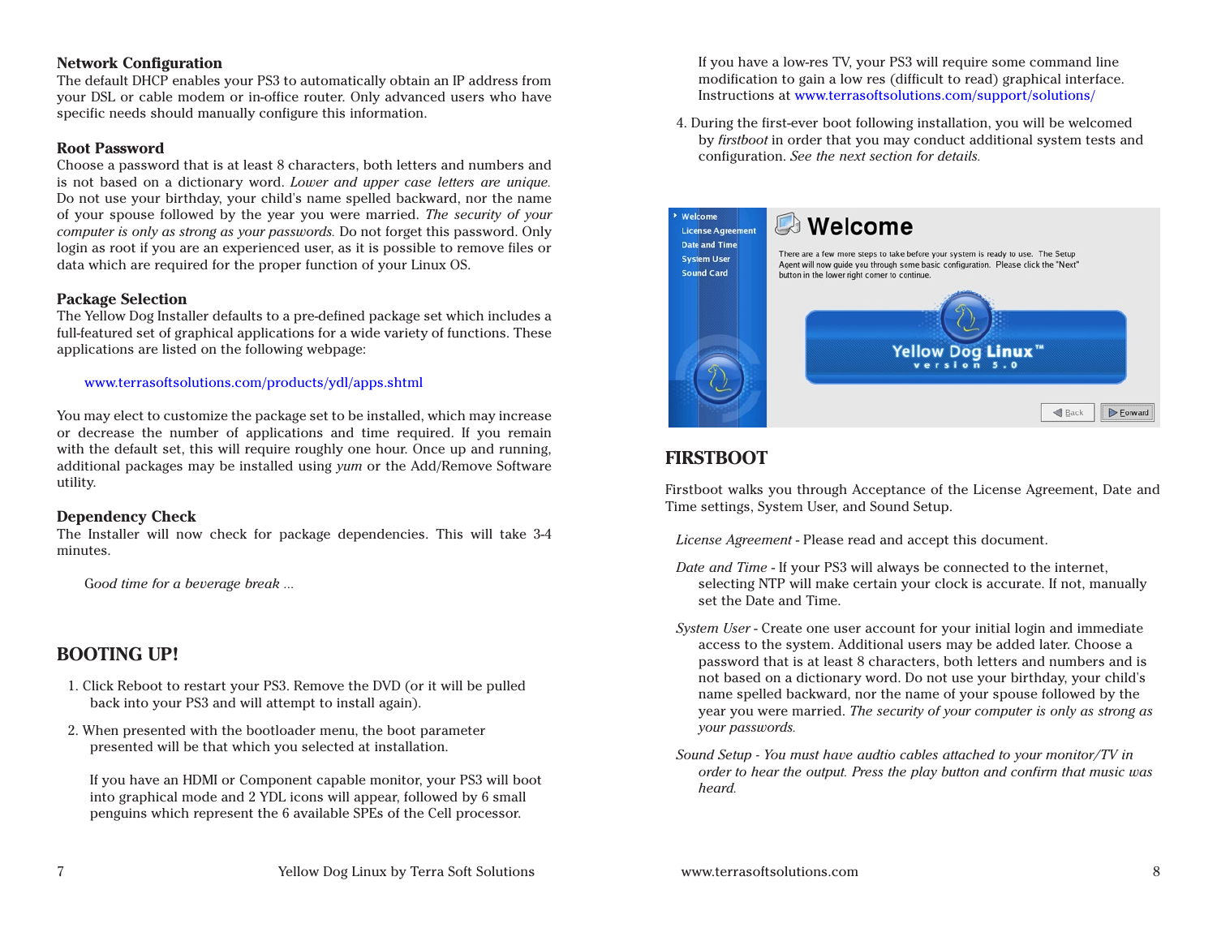### Network Configuration

The default DHCP enables your PS3 to automatically obtain an IP address from your DSL or cable modem or in-office router. Only advanced users who have specific needs should manually configure this information.

### Root Password

Choose a password that is at least 8 characters, both letters and numbers and is not based on a dictionary word. *Lower and upper case letters are unique.* Do not use your birthday, your child's name spelled backward, nor the name of your spouse followed by the year you were married. *The security of your computer is only as strong as your passwords.* Do not forget this password. Only login as root if you are an experienced user, as it is possible to remove files or data which are required for the proper function of your Linux OS.

### Package Selection

The Yellow Dog Installer defaults to a pre-defined package set which includes a full-featured set of graphical applications for a wide variety of functions. These applications are listed on the following webpage:

www.terrasoftsolutions.com/products/ydl/apps.shtml

You may elect to customize the package set to be installed, which may increase or decrease the number of applications and time required. If you remain with the default set, this will require roughly one hour. Once up and running, additional packages may be installed using *yum* or the Add/Remove Software utility.

### Dependency Check

The Installer will now check for package dependencies. This will take 3-4 minutes.

*Good time for a beverage break ...*

## BOOTING UP!

1. Click Reboot to restart your PS3. Remove the DVD (or it will be pulled back into your PS3 and will attempt to install again).

2. When presented with the bootloader menu, the boot parameter presented will be that which you selected at installation.

   If you have an HDMI or Component capable monitor, your PS3 will boot into graphical mode and 2 YDL icons will appear, followed by 6 small penguins which represent the 6 available SPEs of the Cell processor.

   If you have a low-res TV, your PS3 will require some command line modification to gain a low res (difficult to read) graphical interface. Instructions at www.terrasoftsolutions.com/support/solutions/

4. During the first-ever boot following installation, you will be welcomed by *firstboot* in order that you may conduct additional system tests and configuration. *See the next section for details.*

## FIRSTBOOT

Firstboot walks you through Acceptance of the License Agreement, Date and Time settings, System User, and Sound Setup.

*License Agreement* - Please read and accept this document.

*Date and Time* - If your PS3 will always be connected to the internet, selecting NTP will make certain your clock is accurate. If not, manually set the Date and Time.

*System User* - Create one user account for your initial login and immediate access to the system. Additional users may be added later. Choose a password that is at least 8 characters, both letters and numbers and is not based on a dictionary word. Do not use your birthday, your child's name spelled backward, nor the name of your spouse followed by the year you were married. *The security of your computer is only as strong as your passwords.*

*Sound Setup - You must have audtio cables attached to your monitor/TV in order to hear the output. Press the play button and confirm that music was heard.*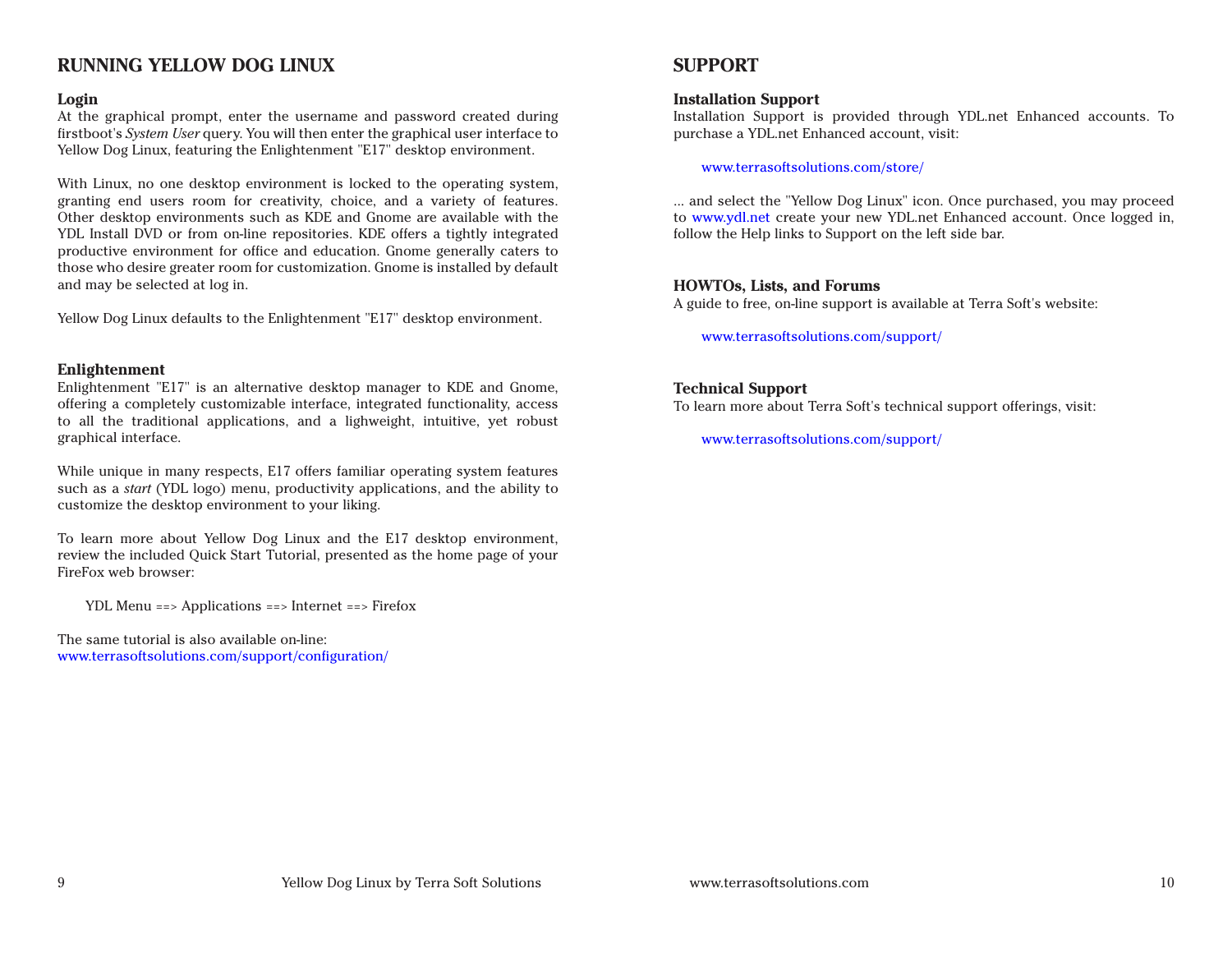## RUNNING YELLOW DOG LINUX

### Login

At the graphical prompt, enter the username and password created during firstboot's *System User* query. You will then enter the graphical user interface to Yellow Dog Linux, featuring the Enlightenment "E17" desktop environment.

With Linux, no one desktop environment is locked to the operating system, granting end users room for creativity, choice, and a variety of features. Other desktop environments such as KDE and Gnome are available with the YDL Install DVD or from on-line repositories. KDE offers a tightly integrated productive environment for office and education. Gnome generally caters to those who desire greater room for customization. Gnome is installed by default and may be selected at log in.

Yellow Dog Linux defaults to the Enlightenment "E17" desktop environment.

### Enlightenment

Enlightenment "E17" is an alternative desktop manager to KDE and Gnome, offering a completely customizable interface, integrated functionality, access to all the traditional applications, and a lighweight, intuitive, yet robust graphical interface.

While unique in many respects, E17 offers familiar operating system features such as a *start* (YDL logo) menu, productivity applications, and the ability to customize the desktop environment to your liking.

To learn more about Yellow Dog Linux and the E17 desktop environment, review the included Quick Start Tutorial, presented as the home page of your FireFox web browser:

YDL Menu ==> Applications ==> Internet ==> Firefox

The same tutorial is also available on-line:
www.terrasoftsolutions.com/support/configuration/

## SUPPORT

### Installation Support

Installation Support is provided through YDL.net Enhanced accounts. To purchase a YDL.net Enhanced account, visit:

www.terrasoftsolutions.com/store/

... and select the "Yellow Dog Linux" icon. Once purchased, you may proceed to www.ydl.net create your new YDL.net Enhanced account. Once logged in, follow the Help links to Support on the left side bar.

### HOWTOs, Lists, and Forums

A guide to free, on-line support is available at Terra Soft's website:

www.terrasoftsolutions.com/support/

### Technical Support

To learn more about Terra Soft's technical support offerings, visit:

www.terrasoftsolutions.com/support/